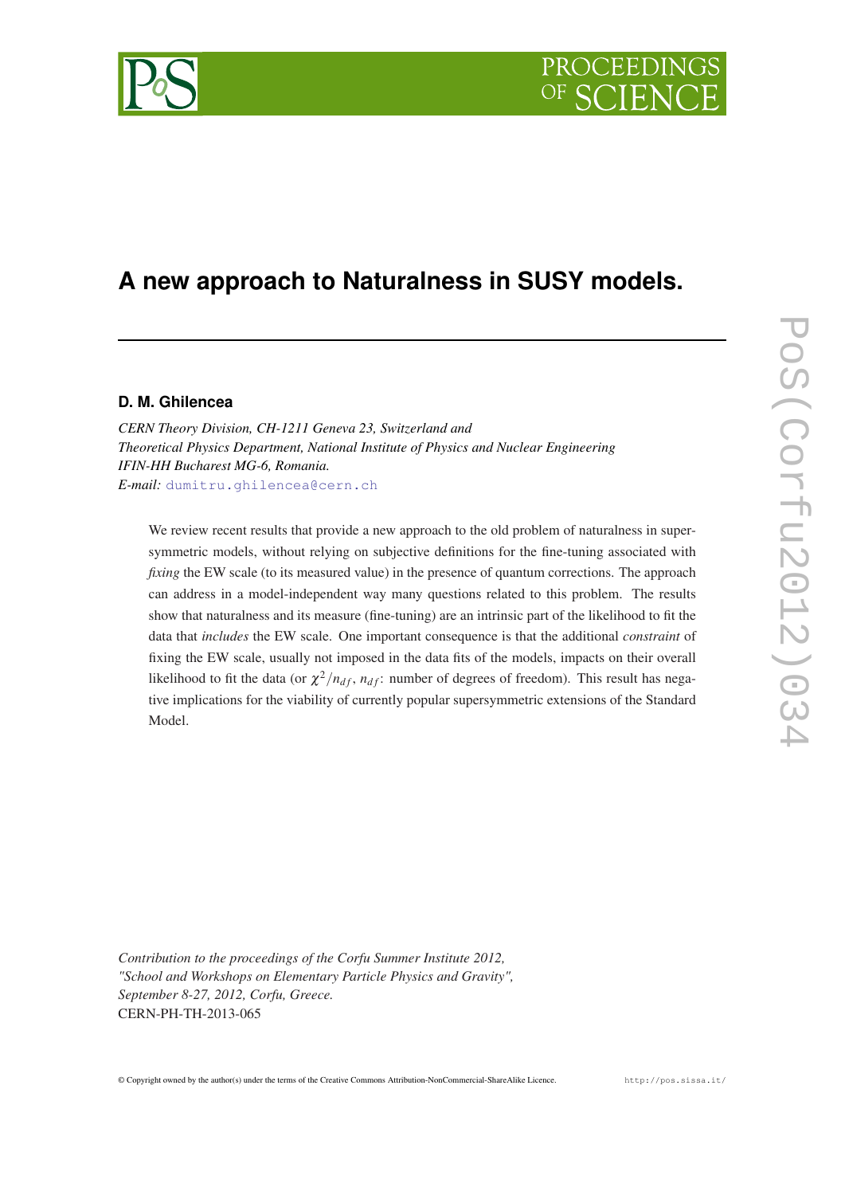# A new approach to Naturalness in SUSY models.

**D. M. Ghilencea**

*CERN Theory Division, CH-1211 Geneva 23, Switzerland and*
*Theoretical Physics Department, National Institute of Physics and Nuclear Engineering*
*IFIN-HH Bucharest MG-6, Romania.*
*E-mail:* dumitru.ghilencea@cern.ch

We review recent results that provide a new approach to the old problem of naturalness in supersymmetric models, without relying on subjective definitions for the fine-tuning associated with *fixing* the EW scale (to its measured value) in the presence of quantum corrections. The approach can address in a model-independent way many questions related to this problem. The results show that naturalness and its measure (fine-tuning) are an intrinsic part of the likelihood to fit the data that *includes* the EW scale. One important consequence is that the additional *constraint* of fixing the EW scale, usually not imposed in the data fits of the models, impacts on their overall likelihood to fit the data (or $\chi^2/n_{df}$, $n_{df}$: number of degrees of freedom). This result has negative implications for the viability of currently popular supersymmetric extensions of the Standard Model.

*Contribution to the proceedings of the Corfu Summer Institute 2012,*
*"School and Workshops on Elementary Particle Physics and Gravity",*
*September 8-27, 2012, Corfu, Greece.*
CERN-PH-TH-2013-065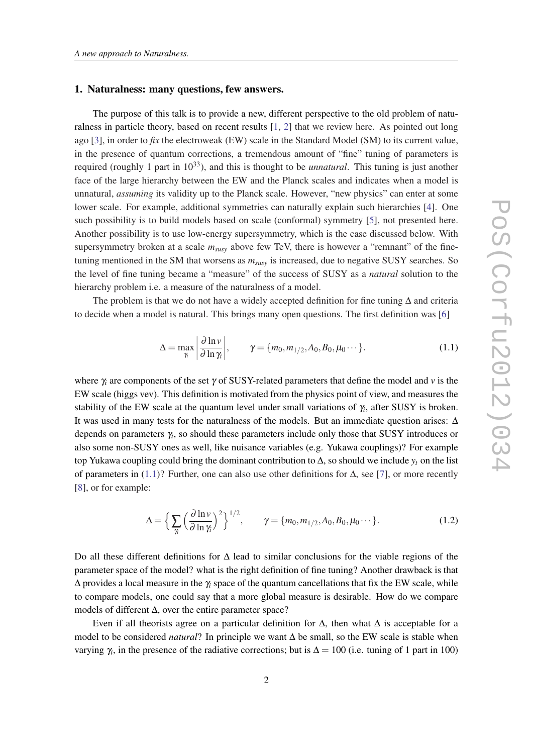## 1. Naturalness: many questions, few answers.

The purpose of this talk is to provide a new, different perspective to the old problem of naturalness in particle theory, based on recent results [1, 2] that we review here. As pointed out long ago [3], in order to *fix* the electroweak (EW) scale in the Standard Model (SM) to its current value, in the presence of quantum corrections, a tremendous amount of "fine" tuning of parameters is required (roughly 1 part in $10^{33}$), and this is thought to be *unnatural*. This tuning is just another face of the large hierarchy between the EW and the Planck scales and indicates when a model is unnatural, *assuming* its validity up to the Planck scale. However, "new physics" can enter at some lower scale. For example, additional symmetries can naturally explain such hierarchies [4]. One such possibility is to build models based on scale (conformal) symmetry [5], not presented here. Another possibility is to use low-energy supersymmetry, which is the case discussed below. With supersymmetry broken at a scale $m_{susy}$ above few TeV, there is however a "remnant" of the fine-tuning mentioned in the SM that worsens as $m_{susy}$ is increased, due to negative SUSY searches. So the level of fine tuning became a "measure" of the success of SUSY as a *natural* solution to the hierarchy problem i.e. a measure of the naturalness of a model.

The problem is that we do not have a widely accepted definition for fine tuning $\Delta$ and criteria to decide when a model is natural. This brings many open questions. The first definition was [6]

$$\Delta = \max_{\gamma_i} \left| \frac{\partial \ln v}{\partial \ln \gamma_i} \right|, \qquad \gamma = \{m_0, m_{1/2}, A_0, B_0, \mu_0 \cdots \}. \tag{1.1}$$

where $\gamma_i$ are components of the set $\gamma$ of SUSY-related parameters that define the model and $v$ is the EW scale (higgs vev). This definition is motivated from the physics point of view, and measures the stability of the EW scale at the quantum level under small variations of $\gamma_i$, after SUSY is broken. It was used in many tests for the naturalness of the models. But an immediate question arises: $\Delta$ depends on parameters $\gamma_i$, so should these parameters include only those that SUSY introduces or also some non-SUSY ones as well, like nuisance variables (e.g. Yukawa couplings)? For example top Yukawa coupling could bring the dominant contribution to $\Delta$, so should we include $y_t$ on the list of parameters in (1.1)? Further, one can also use other definitions for $\Delta$, see [7], or more recently [8], or for example:

$$\Delta = \Big\{ \sum_{\gamma_i} \Big( \frac{\partial \ln v}{\partial \ln \gamma_i} \Big)^2 \Big\}^{1/2}, \qquad \gamma = \{m_0, m_{1/2}, A_0, B_0, \mu_0 \cdots \}. \tag{1.2}$$

Do all these different definitions for $\Delta$ lead to similar conclusions for the viable regions of the parameter space of the model? what is the right definition of fine tuning? Another drawback is that $\Delta$ provides a local measure in the $\gamma_i$ space of the quantum cancellations that fix the EW scale, while to compare models, one could say that a more global measure is desirable. How do we compare models of different $\Delta$, over the entire parameter space?

Even if all theorists agree on a particular definition for $\Delta$, then what $\Delta$ is acceptable for a model to be considered *natural*? In principle we want $\Delta$ be small, so the EW scale is stable when varying $\gamma_i$, in the presence of the radiative corrections; but is $\Delta = 100$ (i.e. tuning of 1 part in 100)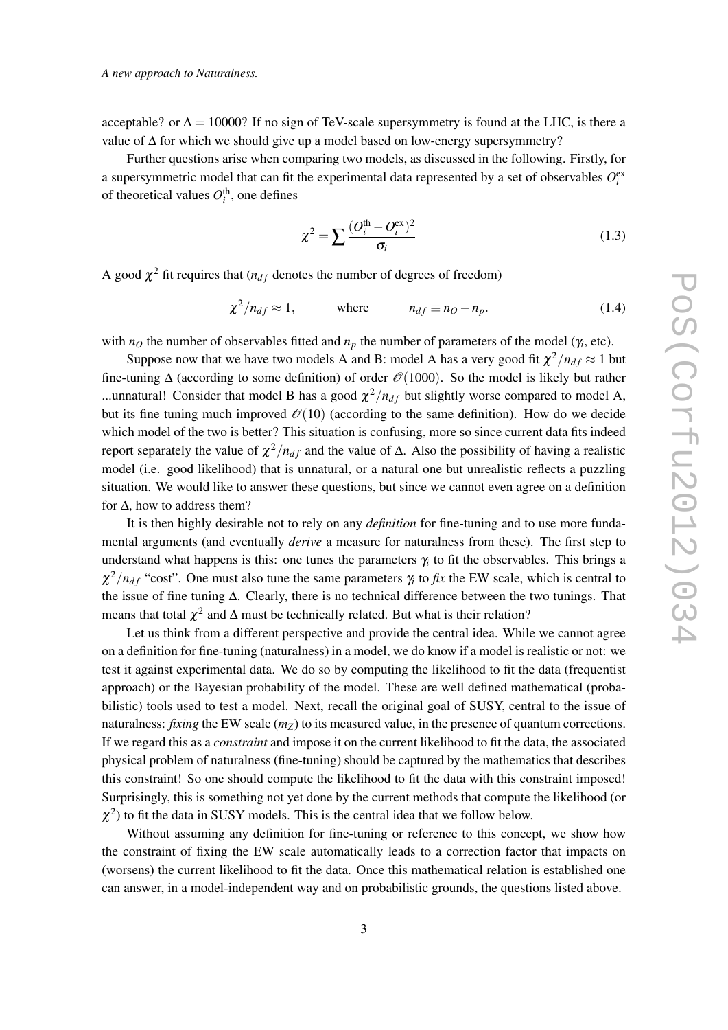acceptable? or $\Delta = 10000$? If no sign of TeV-scale supersymmetry is found at the LHC, is there a value of $\Delta$ for which we should give up a model based on low-energy supersymmetry?

Further questions arise when comparing two models, as discussed in the following. Firstly, for a supersymmetric model that can fit the experimental data represented by a set of observables $O_i^{\rm ex}$ of theoretical values $O_i^{\rm th}$, one defines

$$\chi^2 = \sum \frac{(O_i^{\rm th} - O_i^{\rm ex})^2}{\sigma_i} \tag{1.3}$$

A good $\chi^2$ fit requires that ($n_{df}$ denotes the number of degrees of freedom)

$$\chi^2/n_{df} \approx 1, \qquad \text{where} \qquad n_{df} \equiv n_O - n_p. \tag{1.4}$$

with $n_O$ the number of observables fitted and $n_p$ the number of parameters of the model ($\gamma_i$, etc).

Suppose now that we have two models A and B: model A has a very good fit $\chi^2/n_{df} \approx 1$ but fine-tuning $\Delta$ (according to some definition) of order $\mathcal{O}(1000)$. So the model is likely but rather ...unnatural! Consider that model B has a good $\chi^2/n_{df}$ but slightly worse compared to model A, but its fine tuning much improved $\mathcal{O}(10)$ (according to the same definition). How do we decide which model of the two is better? This situation is confusing, more so since current data fits indeed report separately the value of $\chi^2/n_{df}$ and the value of $\Delta$. Also the possibility of having a realistic model (i.e. good likelihood) that is unnatural, or a natural one but unrealistic reflects a puzzling situation. We would like to answer these questions, but since we cannot even agree on a definition for $\Delta$, how to address them?

It is then highly desirable not to rely on any *definition* for fine-tuning and to use more fundamental arguments (and eventually *derive* a measure for naturalness from these). The first step to understand what happens is this: one tunes the parameters $\gamma_i$ to fit the observables. This brings a $\chi^2/n_{df}$ "cost". One must also tune the same parameters $\gamma_i$ to *fix* the EW scale, which is central to the issue of fine tuning $\Delta$. Clearly, there is no technical difference between the two tunings. That means that total $\chi^2$ and $\Delta$ must be technically related. But what is their relation?

Let us think from a different perspective and provide the central idea. While we cannot agree on a definition for fine-tuning (naturalness) in a model, we do know if a model is realistic or not: we test it against experimental data. We do so by computing the likelihood to fit the data (frequentist approach) or the Bayesian probability of the model. These are well defined mathematical (probabilistic) tools used to test a model. Next, recall the original goal of SUSY, central to the issue of naturalness: *fixing* the EW scale ($m_Z$) to its measured value, in the presence of quantum corrections. If we regard this as a *constraint* and impose it on the current likelihood to fit the data, the associated physical problem of naturalness (fine-tuning) should be captured by the mathematics that describes this constraint! So one should compute the likelihood to fit the data with this constraint imposed! Surprisingly, this is something not yet done by the current methods that compute the likelihood (or $\chi^2$) to fit the data in SUSY models. This is the central idea that we follow below.

Without assuming any definition for fine-tuning or reference to this concept, we show how the constraint of fixing the EW scale automatically leads to a correction factor that impacts on (worsens) the current likelihood to fit the data. Once this mathematical relation is established one can answer, in a model-independent way and on probabilistic grounds, the questions listed above.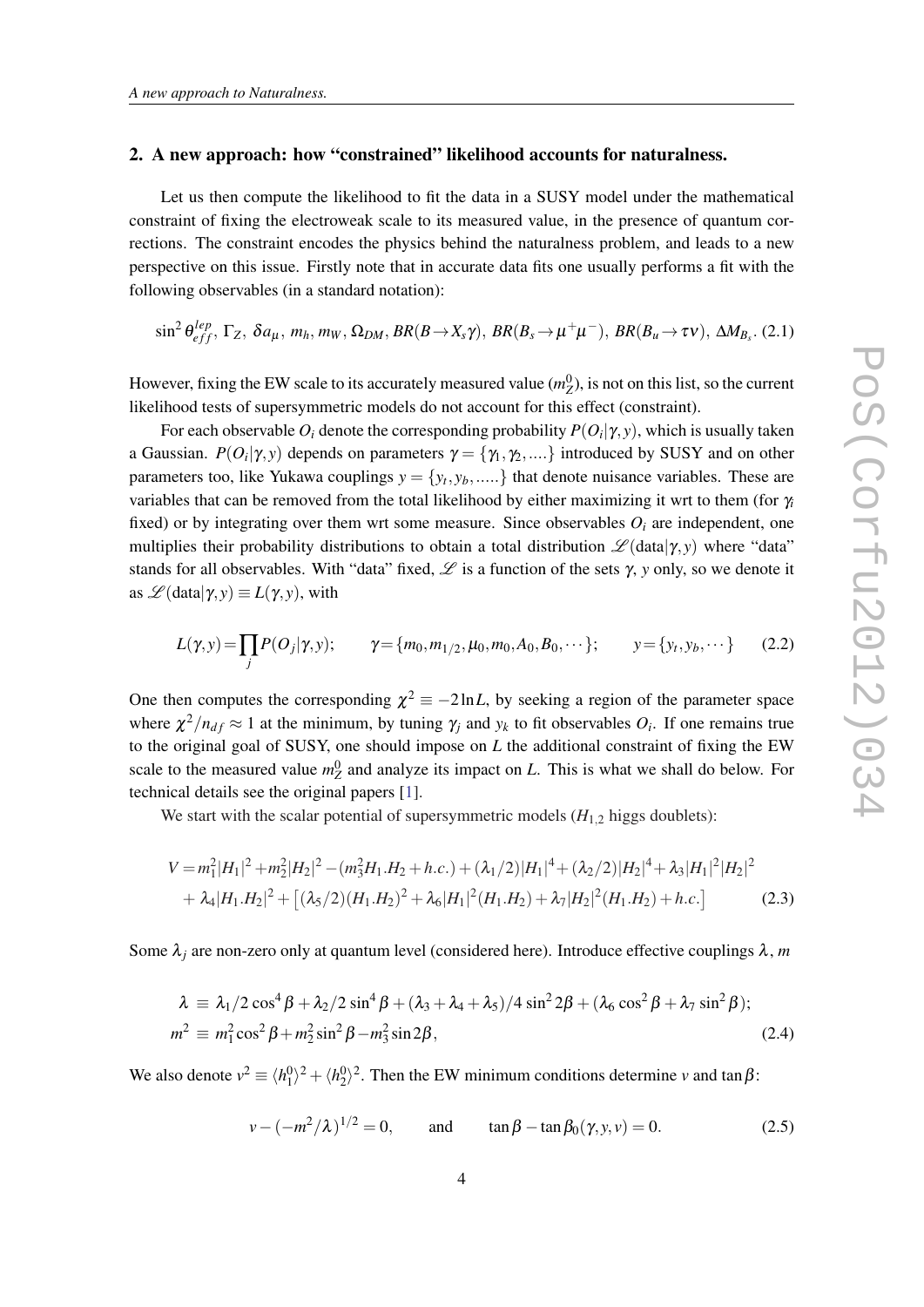## 2. A new approach: how "constrained" likelihood accounts for naturalness.

Let us then compute the likelihood to fit the data in a SUSY model under the mathematical constraint of fixing the electroweak scale to its measured value, in the presence of quantum corrections. The constraint encodes the physics behind the naturalness problem, and leads to a new perspective on this issue. Firstly note that in accurate data fits one usually performs a fit with the following observables (in a standard notation):

$$\sin^2\theta_{eff}^{lep},\ \Gamma_Z,\ \delta a_\mu,\ m_h, m_W,\ \Omega_{DM},\ BR(B\to X_s\gamma),\ BR(B_s\to\mu^+\mu^-),\ BR(B_u\to\tau\nu),\ \Delta M_{B_s}. \tag{2.1}$$

However, fixing the EW scale to its accurately measured value ($m_Z^0$), is not on this list, so the current likelihood tests of supersymmetric models do not account for this effect (constraint).

For each observable $O_i$ denote the corresponding probability $P(O_i|\gamma,y)$, which is usually taken a Gaussian. $P(O_i|\gamma,y)$ depends on parameters $\gamma=\{\gamma_1,\gamma_2,....\}$ introduced by SUSY and on other parameters too, like Yukawa couplings $y=\{y_t,y_b,.....\}$ that denote nuisance variables. These are variables that can be removed from the total likelihood by either maximizing it wrt to them (for $\gamma_i$ fixed) or by integrating over them wrt some measure. Since observables $O_i$ are independent, one multiplies their probability distributions to obtain a total distribution $\mathscr{L}(\text{data}|\gamma,y)$ where "data" stands for all observables. With "data" fixed, $\mathscr{L}$ is a function of the sets $\gamma$, $y$ only, so we denote it as $\mathscr{L}(\text{data}|\gamma,y)\equiv L(\gamma,y)$, with

$$L(\gamma,y)=\prod_j P(O_j|\gamma,y);\qquad \gamma=\{m_0,m_{1/2},\mu_0,m_0,A_0,B_0,\cdots\};\qquad y=\{y_t,y_b,\cdots\} \tag{2.2}$$

One then computes the corresponding $\chi^2\equiv -2\ln L$, by seeking a region of the parameter space where $\chi^2/n_{df}\approx 1$ at the minimum, by tuning $\gamma_j$ and $y_k$ to fit observables $O_i$. If one remains true to the original goal of SUSY, one should impose on $L$ the additional constraint of fixing the EW scale to the measured value $m_Z^0$ and analyze its impact on $L$. This is what we shall do below. For technical details see the original papers [1].

We start with the scalar potential of supersymmetric models ($H_{1,2}$ higgs doublets):

$$\begin{aligned}V=&\,m_1^2|H_1|^2+m_2^2|H_2|^2-(m_3^2 H_1.H_2+h.c.)+(\lambda_1/2)|H_1|^4+(\lambda_2/2)|H_2|^4+\lambda_3|H_1|^2|H_2|^2\\&+\lambda_4|H_1.H_2|^2+\big[(\lambda_5/2)(H_1.H_2)^2+\lambda_6|H_1|^2(H_1.H_2)+\lambda_7|H_2|^2(H_1.H_2)+h.c.\big]\end{aligned} \tag{2.3}$$

Some $\lambda_j$ are non-zero only at quantum level (considered here). Introduce effective couplings $\lambda$, $m$

$$\begin{aligned}\lambda\ &\equiv\ \lambda_1/2\cos^4\beta+\lambda_2/2\sin^4\beta+(\lambda_3+\lambda_4+\lambda_5)/4\sin^2 2\beta+(\lambda_6\cos^2\beta+\lambda_7\sin^2\beta);\\ m^2\ &\equiv\ m_1^2\cos^2\beta+m_2^2\sin^2\beta-m_3^2\sin 2\beta,\end{aligned} \tag{2.4}$$

We also denote $v^2\equiv\langle h_1^0\rangle^2+\langle h_2^0\rangle^2$. Then the EW minimum conditions determine $v$ and $\tan\beta$:

$$v-(-m^2/\lambda)^{1/2}=0,\qquad\text{and}\qquad \tan\beta-\tan\beta_0(\gamma,y,v)=0. \tag{2.5}$$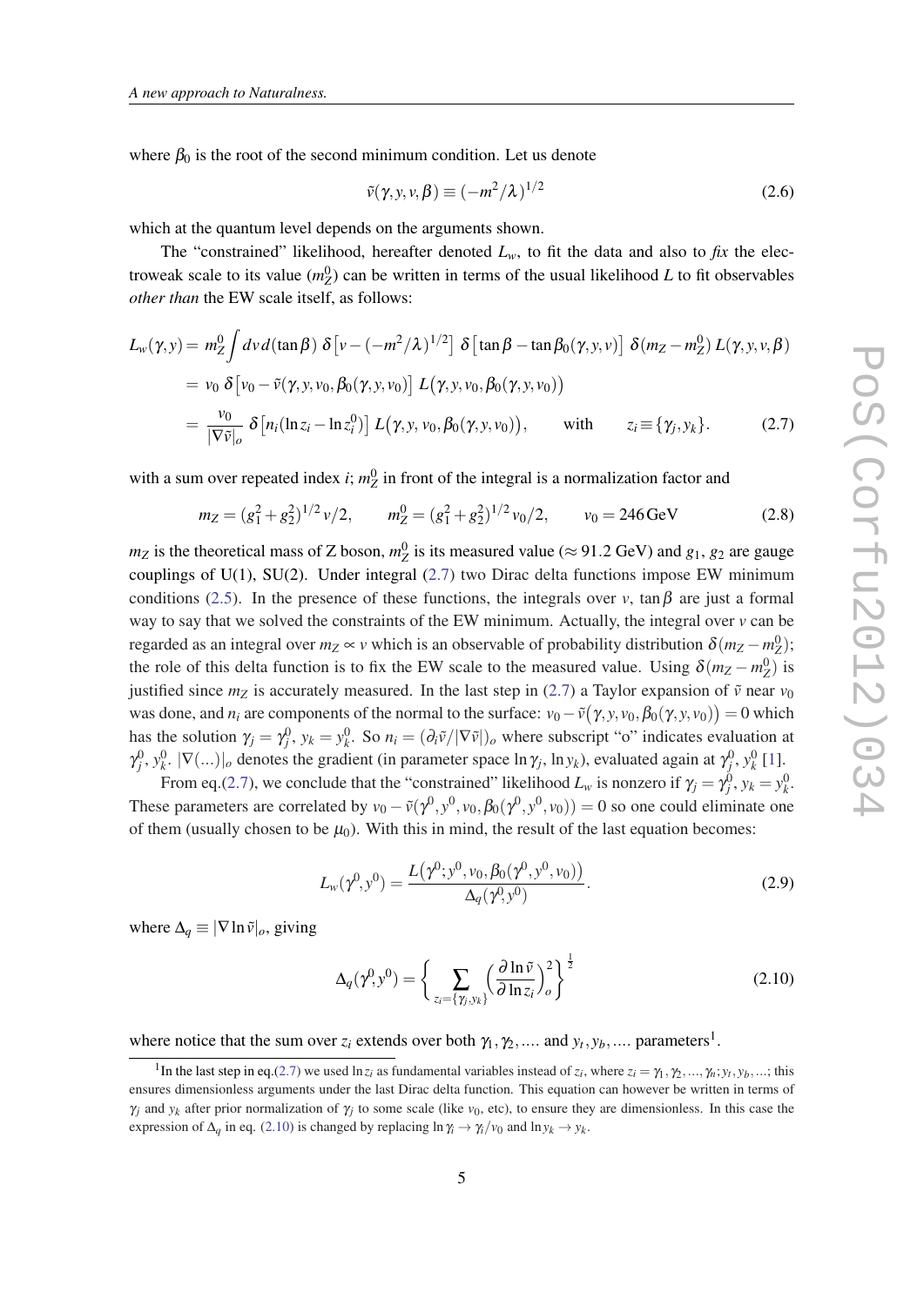where $\beta_0$ is the root of the second minimum condition. Let us denote

$$\tilde{v}(\gamma, y, v, \beta) \equiv (-m^2/\lambda)^{1/2} \tag{2.6}$$

which at the quantum level depends on the arguments shown.

The "constrained" likelihood, hereafter denoted $L_w$, to fit the data and also to *fix* the electroweak scale to its value ($m_Z^0$) can be written in terms of the usual likelihood $L$ to fit observables *other than* the EW scale itself, as follows:

$$\begin{aligned}
L_w(\gamma, y) &= m_Z^0 \int dv\, d(\tan\beta)\; \delta\big[v - (-m^2/\lambda)^{1/2}\big]\; \delta\big[\tan\beta - \tan\beta_0(\gamma, y, v)\big]\; \delta(m_Z - m_Z^0)\, L(\gamma, y, v, \beta) \\
&= v_0\; \delta\big[v_0 - \tilde{v}(\gamma, y, v_0, \beta_0(\gamma, y, v_0)\big]\; L\big(\gamma, y, v_0, \beta_0(\gamma, y, v_0)\big) \\
&= \frac{v_0}{|\nabla \tilde{v}|_o}\; \delta\big[n_i(\ln z_i - \ln z_i^0)\big]\; L\big(\gamma, y,\, v_0, \beta_0(\gamma, y, v_0)\big), \qquad \text{with} \qquad z_i \equiv \{\gamma_j, y_k\}.
\end{aligned} \tag{2.7}$$

with a sum over repeated index $i$; $m_Z^0$ in front of the integral is a normalization factor and

$$m_Z = (g_1^2 + g_2^2)^{1/2}\, v/2, \qquad m_Z^0 = (g_1^2 + g_2^2)^{1/2}\, v_0/2, \qquad v_0 = 246\,\text{GeV} \tag{2.8}$$

$m_Z$ is the theoretical mass of Z boson, $m_Z^0$ is its measured value ($\approx$ 91.2 GeV) and $g_1$, $g_2$ are gauge couplings of U(1), SU(2). Under integral (2.7) two Dirac delta functions impose EW minimum conditions (2.5). In the presence of these functions, the integrals over $v$, $\tan\beta$ are just a formal way to say that we solved the constraints of the EW minimum. Actually, the integral over $v$ can be regarded as an integral over $m_Z \propto v$ which is an observable of probability distribution $\delta(m_Z - m_Z^0)$; the role of this delta function is to fix the EW scale to the measured value. Using $\delta(m_Z - m_Z^0)$ is justified since $m_Z$ is accurately measured. In the last step in (2.7) a Taylor expansion of $\tilde{v}$ near $v_0$ was done, and $n_i$ are components of the normal to the surface: $v_0 - \tilde{v}\big(\gamma, y, v_0, \beta_0(\gamma, y, v_0)\big) = 0$ which has the solution $\gamma_j = \gamma_j^0$, $y_k = y_k^0$. So $n_i = (\partial_i \tilde{v}/|\nabla \tilde{v}|)_o$ where subscript "o" indicates evaluation at $\gamma_j^0$, $y_k^0$. $|\nabla(...)|_o$ denotes the gradient (in parameter space $\ln\gamma_j$, $\ln y_k$), evaluated again at $\gamma_j^0$, $y_k^0$ [1].

From eq.(2.7), we conclude that the "constrained" likelihood $L_w$ is nonzero if $\gamma_j = \gamma_j^0$, $y_k = y_k^0$. These parameters are correlated by $v_0 - \tilde{v}(\gamma^0, y^0, v_0, \beta_0(\gamma^0, y^0, v_0)) = 0$ so one could eliminate one of them (usually chosen to be $\mu_0$). With this in mind, the result of the last equation becomes:

$$L_w(\gamma^0, y^0) = \frac{L\big(\gamma^0; y^0, v_0, \beta_0(\gamma^0, y^0, v_0)\big)}{\Delta_q(\gamma^0, y^0)}. \tag{2.9}$$

where $\Delta_q \equiv |\nabla \ln \tilde{v}|_o$, giving

$$\Delta_q(\gamma^0, y^0) = \Bigg\{ \sum_{z_i = \{\gamma_j, y_k\}} \Big(\frac{\partial \ln \tilde{v}}{\partial \ln z_i}\Big)_o^2 \Bigg\}^{\frac{1}{2}} \tag{2.10}$$

where notice that the sum over $z_i$ extends over both $\gamma_1, \gamma_2, ....$ and $y_t, y_b, ....$ parameters[1].

[1] In the last step in eq.(2.7) we used $\ln z_i$ as fundamental variables instead of $z_i$, where $z_i = \gamma_1, \gamma_2, ..., \gamma_n; y_t, y_b, ...$; this ensures dimensionless arguments under the last Dirac delta function. This equation can however be written in terms of $\gamma_j$ and $y_k$ after prior normalization of $\gamma_j$ to some scale (like $v_0$, etc), to ensure they are dimensionless. In this case the expression of $\Delta_q$ in eq. (2.10) is changed by replacing $\ln\gamma_i \to \gamma_i/v_0$ and $\ln y_k \to y_k$.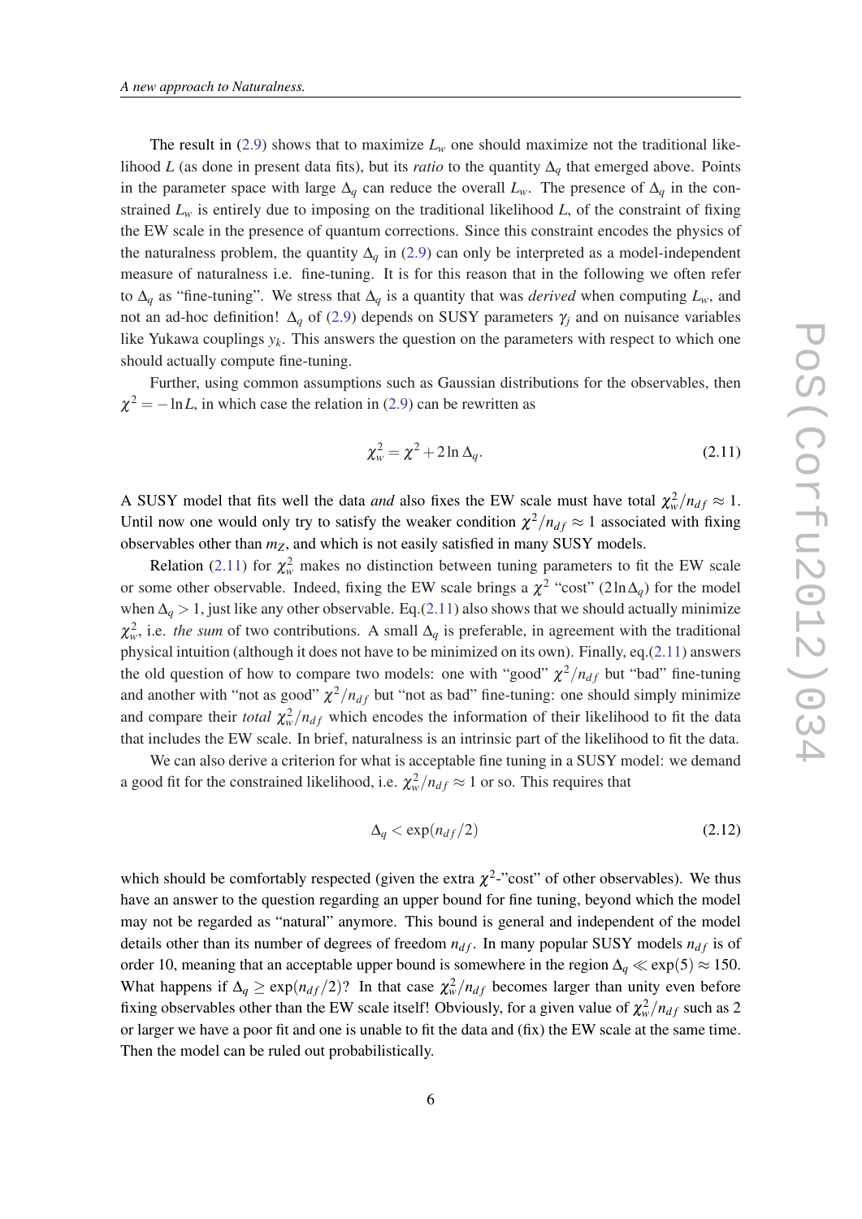The result in (2.9) shows that to maximize $L_w$ one should maximize not the traditional likelihood $L$ (as done in present data fits), but its *ratio* to the quantity $\Delta_q$ that emerged above. Points in the parameter space with large $\Delta_q$ can reduce the overall $L_w$. The presence of $\Delta_q$ in the constrained $L_w$ is entirely due to imposing on the traditional likelihood $L$, of the constraint of fixing the EW scale in the presence of quantum corrections. Since this constraint encodes the physics of the naturalness problem, the quantity $\Delta_q$ in (2.9) can only be interpreted as a model-independent measure of naturalness i.e. fine-tuning. It is for this reason that in the following we often refer to $\Delta_q$ as "fine-tuning". We stress that $\Delta_q$ is a quantity that was *derived* when computing $L_w$, and not an ad-hoc definition! $\Delta_q$ of (2.9) depends on SUSY parameters $\gamma_j$ and on nuisance variables like Yukawa couplings $y_k$. This answers the question on the parameters with respect to which one should actually compute fine-tuning.

Further, using common assumptions such as Gaussian distributions for the observables, then $\chi^2 = -\ln L$, in which case the relation in (2.9) can be rewritten as

$$\chi_w^2 = \chi^2 + 2\ln\Delta_q. \tag{2.11}$$

A SUSY model that fits well the data *and* also fixes the EW scale must have total $\chi_w^2/n_{df} \approx 1$. Until now one would only try to satisfy the weaker condition $\chi^2/n_{df} \approx 1$ associated with fixing observables other than $m_Z$, and which is not easily satisfied in many SUSY models.

Relation (2.11) for $\chi_w^2$ makes no distinction between tuning parameters to fit the EW scale or some other observable. Indeed, fixing the EW scale brings a $\chi^2$ "cost" ($2\ln\Delta_q$) for the model when $\Delta_q > 1$, just like any other observable. Eq.(2.11) also shows that we should actually minimize $\chi_w^2$, i.e. *the sum* of two contributions. A small $\Delta_q$ is preferable, in agreement with the traditional physical intuition (although it does not have to be minimized on its own). Finally, eq.(2.11) answers the old question of how to compare two models: one with "good" $\chi^2/n_{df}$ but "bad" fine-tuning and another with "not as good" $\chi^2/n_{df}$ but "not as bad" fine-tuning: one should simply minimize and compare their *total* $\chi_w^2/n_{df}$ which encodes the information of their likelihood to fit the data that includes the EW scale. In brief, naturalness is an intrinsic part of the likelihood to fit the data.

We can also derive a criterion for what is acceptable fine tuning in a SUSY model: we demand a good fit for the constrained likelihood, i.e. $\chi_w^2/n_{df} \approx 1$ or so. This requires that

$$\Delta_q < \exp(n_{df}/2) \tag{2.12}$$

which should be comfortably respected (given the extra $\chi^2$-"cost" of other observables). We thus have an answer to the question regarding an upper bound for fine tuning, beyond which the model may not be regarded as "natural" anymore. This bound is general and independent of the model details other than its number of degrees of freedom $n_{df}$. In many popular SUSY models $n_{df}$ is of order 10, meaning that an acceptable upper bound is somewhere in the region $\Delta_q \ll \exp(5) \approx 150$. What happens if $\Delta_q \geq \exp(n_{df}/2)$? In that case $\chi_w^2/n_{df}$ becomes larger than unity even before fixing observables other than the EW scale itself! Obviously, for a given value of $\chi_w^2/n_{df}$ such as 2 or larger we have a poor fit and one is unable to fit the data and (fix) the EW scale at the same time. Then the model can be ruled out probabilistically.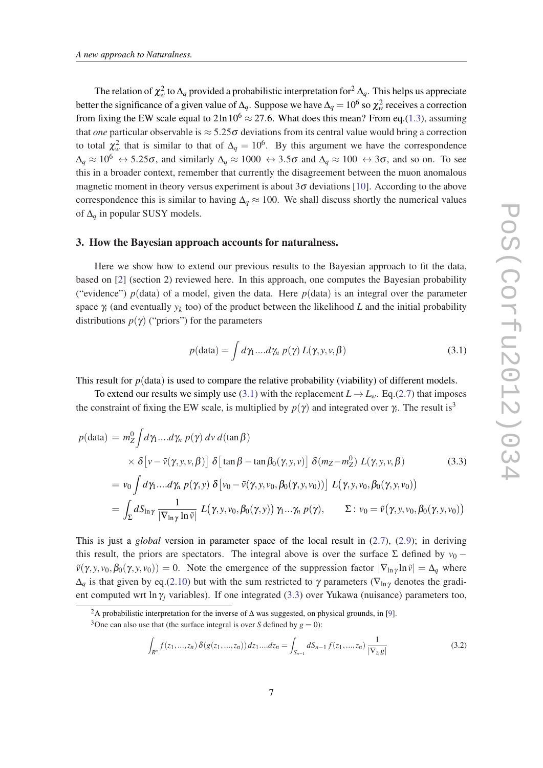The relation of $\chi_w^2$ to $\Delta_q$ provided a probabilistic interpretation for[2] $\Delta_q$. This helps us appreciate better the significance of a given value of $\Delta_q$. Suppose we have $\Delta_q = 10^6$ so $\chi_w^2$ receives a correction from fixing the EW scale equal to $2\ln 10^6 \approx 27.6$. What does this mean? From eq.(1.3), assuming that *one* particular observable is $\approx 5.25\sigma$ deviations from its central value would bring a correction to total $\chi_w^2$ that is similar to that of $\Delta_q = 10^6$. By this argument we have the correspondence $\Delta_q \approx 10^6 \leftrightarrow 5.25\sigma$, and similarly $\Delta_q \approx 1000 \leftrightarrow 3.5\sigma$ and $\Delta_q \approx 100 \leftrightarrow 3\sigma$, and so on. To see this in a broader context, remember that currently the disagreement between the muon anomalous magnetic moment in theory versus experiment is about $3\sigma$ deviations [10]. According to the above correspondence this is similar to having $\Delta_q \approx 100$. We shall discuss shortly the numerical values of $\Delta_q$ in popular SUSY models.

## 3. How the Bayesian approach accounts for naturalness.

Here we show how to extend our previous results to the Bayesian approach to fit the data, based on [2] (section 2) reviewed here. In this approach, one computes the Bayesian probability ("evidence") $p(\text{data})$ of a model, given the data. Here $p(\text{data})$ is an integral over the parameter space $\gamma_i$ (and eventually $y_k$ too) of the product between the likelihood $L$ and the initial probability distributions $p(\gamma)$ ("priors") for the parameters

$$p(\text{data}) = \int d\gamma_1....d\gamma_n \; p(\gamma)\, L(\gamma, y, v, \beta) \tag{3.1}$$

This result for $p(\text{data})$ is used to compare the relative probability (viability) of different models.

To extend our results we simply use (3.1) with the replacement $L \to L_w$. Eq.(2.7) that imposes the constraint of fixing the EW scale, is multiplied by $p(\gamma)$ and integrated over $\gamma_i$. The result is[3]

$$\begin{aligned}
p(\text{data}) &= m_Z^0 \int d\gamma_1....d\gamma_n \; p(\gamma)\; dv\; d(\tan\beta) \\
&\quad \times \delta\big[v - \tilde v(\gamma, y, v, \beta)\big]\; \delta\big[\tan\beta - \tan\beta_0(\gamma, y, v)\big]\; \delta(m_Z - m_Z^0)\; L(\gamma, y, v, \beta) \\
&= v_0 \int d\gamma_1....d\gamma_n \; p(\gamma, y)\; \delta\big[v_0 - \tilde v(\gamma, y, v_0, \beta_0(\gamma, y, v_0))\big]\; L\big(\gamma, y, v_0, \beta_0(\gamma, y, v_0)\big) \\
&= \int_\Sigma dS_{\ln\gamma}\, \frac{1}{|\nabla_{\ln\gamma} \ln \tilde v|}\; L\big(\gamma, y, v_0, \beta_0(\gamma, y)\big)\, \gamma_1 ... \gamma_n\, p(\gamma), \qquad \Sigma:\; v_0 = \tilde v\big(\gamma, y, v_0, \beta_0(\gamma, y, v_0)\big)
\end{aligned} \tag{3.3}$$

This is just a *global* version in parameter space of the local result in (2.7), (2.9); in deriving this result, the priors are spectators. The integral above is over the surface $\Sigma$ defined by $v_0 - \tilde v(\gamma, y, v_0, \beta_0(\gamma, y, v_0)) = 0$. Note the emergence of the suppression factor $|\nabla_{\ln\gamma} \ln \tilde v| = \Delta_q$ where $\Delta_q$ is that given by eq.(2.10) but with the sum restricted to $\gamma$ parameters ($\nabla_{\ln\gamma}$ denotes the gradient computed wrt $\ln\gamma_j$ variables). If one integrated (3.3) over Yukawa (nuisance) parameters too,

---

[2] A probabilistic interpretation for the inverse of $\Delta$ was suggested, on physical grounds, in [9].

[3] One can also use that (the surface integral is over $S$ defined by $g = 0$):

$$\int_{R^n} f(z_1, ..., z_n)\, \delta(g(z_1, ..., z_n))\, dz_1....dz_n = \int_{S_{n-1}} dS_{n-1}\, f(z_1, ..., z_n)\, \frac{1}{|\nabla_{z_i} g|} \tag{3.2}$$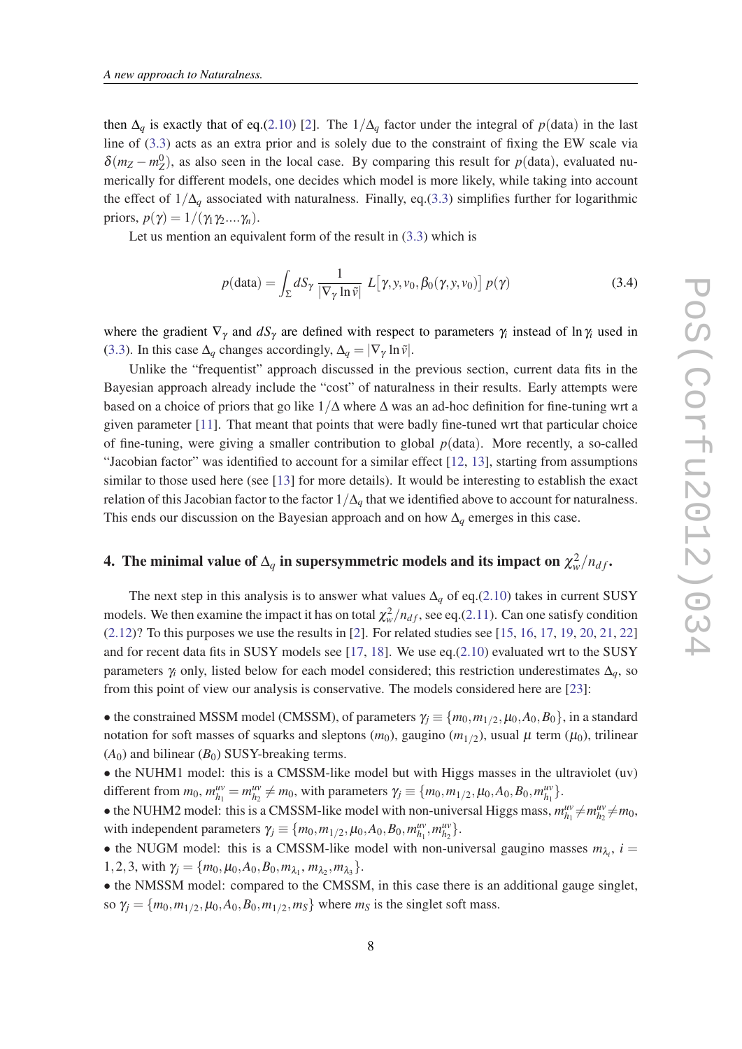then $\Delta_q$ is exactly that of eq.(2.10) [2]. The $1/\Delta_q$ factor under the integral of $p(\text{data})$ in the last line of (3.3) acts as an extra prior and is solely due to the constraint of fixing the EW scale via $\delta(m_Z - m_Z^0)$, as also seen in the local case. By comparing this result for $p(\text{data})$, evaluated numerically for different models, one decides which model is more likely, while taking into account the effect of $1/\Delta_q$ associated with naturalness. Finally, eq.(3.3) simplifies further for logarithmic priors, $p(\gamma) = 1/(\gamma_1 \gamma_2 .... \gamma_n)$.

Let us mention an equivalent form of the result in (3.3) which is

$$p(\text{data}) = \int_{\Sigma} dS_\gamma \, \frac{1}{|\nabla_\gamma \ln \tilde{v}|} \, L\big[\gamma, y, v_0, \beta_0(\gamma, y, v_0)\big] \, p(\gamma) \tag{3.4}$$

where the gradient $\nabla_\gamma$ and $dS_\gamma$ are defined with respect to parameters $\gamma_i$ instead of $\ln \gamma_i$ used in (3.3). In this case $\Delta_q$ changes accordingly, $\Delta_q = |\nabla_\gamma \ln \tilde{v}|$.

Unlike the "frequentist" approach discussed in the previous section, current data fits in the Bayesian approach already include the "cost" of naturalness in their results. Early attempts were based on a choice of priors that go like $1/\Delta$ where $\Delta$ was an ad-hoc definition for fine-tuning wrt a given parameter [11]. That meant that points that were badly fine-tuned wrt that particular choice of fine-tuning, were giving a smaller contribution to global $p(\text{data})$. More recently, a so-called "Jacobian factor" was identified to account for a similar effect [12, 13], starting from assumptions similar to those used here (see [13] for more details). It would be interesting to establish the exact relation of this Jacobian factor to the factor $1/\Delta_q$ that we identified above to account for naturalness. This ends our discussion on the Bayesian approach and on how $\Delta_q$ emerges in this case.

## 4. The minimal value of $\Delta_q$ in supersymmetric models and its impact on $\chi^2_w/n_{df}$.

The next step in this analysis is to answer what values $\Delta_q$ of eq.(2.10) takes in current SUSY models. We then examine the impact it has on total $\chi^2_w/n_{df}$, see eq.(2.11). Can one satisfy condition (2.12)? To this purposes we use the results in [2]. For related studies see [15, 16, 17, 19, 20, 21, 22] and for recent data fits in SUSY models see [17, 18]. We use eq.(2.10) evaluated wrt to the SUSY parameters $\gamma_i$ only, listed below for each model considered; this restriction underestimates $\Delta_q$, so from this point of view our analysis is conservative. The models considered here are [23]:

• the constrained MSSM model (CMSSM), of parameters $\gamma_j \equiv \{m_0, m_{1/2}, \mu_0, A_0, B_0\}$, in a standard notation for soft masses of squarks and sleptons ($m_0$), gaugino ($m_{1/2}$), usual $\mu$ term ($\mu_0$), trilinear ($A_0$) and bilinear ($B_0$) SUSY-breaking terms.

• the NUHM1 model: this is a CMSSM-like model but with Higgs masses in the ultraviolet (uv) different from $m_0$, $m_{h_1}^{uv} = m_{h_2}^{uv} \neq m_0$, with parameters $\gamma_j \equiv \{m_0, m_{1/2}, \mu_0, A_0, B_0, m_{h_1}^{uv}\}$.

• the NUHM2 model: this is a CMSSM-like model with non-universal Higgs mass, $m_{h_1}^{uv} \neq m_{h_2}^{uv} \neq m_0$, with independent parameters $\gamma_j \equiv \{m_0, m_{1/2}, \mu_0, A_0, B_0, m_{h_1}^{uv}, m_{h_2}^{uv}\}$.

• the NUGM model: this is a CMSSM-like model with non-universal gaugino masses $m_{\lambda_i}$, $i = 1, 2, 3$, with $\gamma_j = \{m_0, \mu_0, A_0, B_0, m_{\lambda_1}, m_{\lambda_2}, m_{\lambda_3}\}$.

• the NMSSM model: compared to the CMSSM, in this case there is an additional gauge singlet, so $\gamma_j = \{m_0, m_{1/2}, \mu_0, A_0, B_0, m_{1/2}, m_S\}$ where $m_S$ is the singlet soft mass.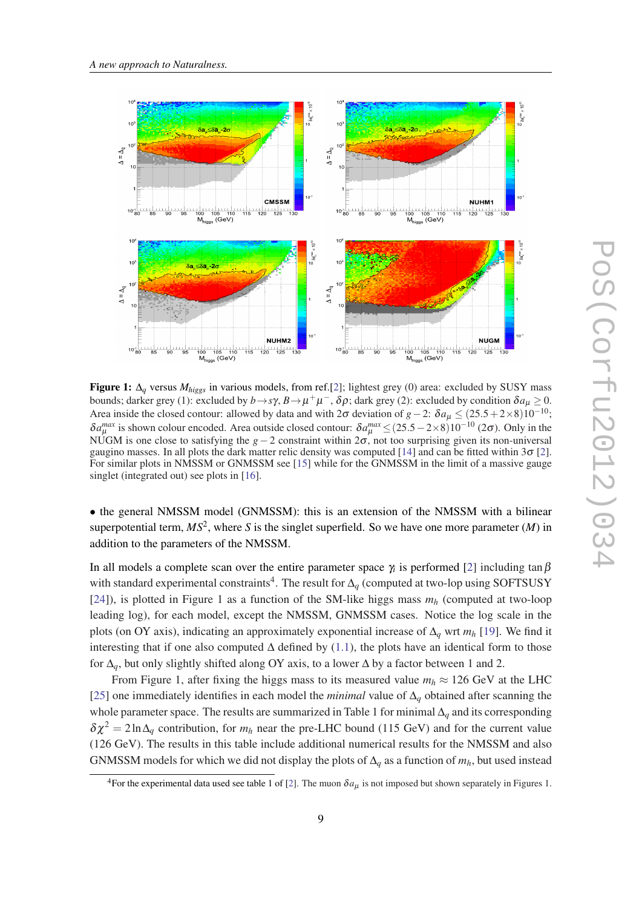**Figure 1:** $\Delta_q$ versus $M_{higgs}$ in various models, from ref.[2]; lightest grey (0) area: excluded by SUSY mass bounds; darker grey (1): excluded by $b \to s\gamma$, $B \to \mu^+\mu^-$, $\delta\rho$; dark grey (2): excluded by condition $\delta a_\mu \geq 0$. Area inside the closed contour: allowed by data and with $2\sigma$ deviation of $g-2$: $\delta a_\mu \leq (25.5 + 2\times 8)10^{-10}$; $\delta a_\mu^{max}$ is shown colour encoded. Area outside closed contour: $\delta a_\mu^{max} \leq (25.5 - 2\times 8)10^{-10}$ ($2\sigma$). Only in the NUGM is one close to satisfying the $g-2$ constraint within $2\sigma$, not too surprising given its non-universal gaugino masses. In all plots the dark matter relic density was computed [14] and can be fitted within $3\sigma$ [2]. For similar plots in NMSSM or GNMSSM see [15] while for the GNMSSM in the limit of a massive gauge singlet (integrated out) see plots in [16].

• the general NMSSM model (GNMSSM): this is an extension of the NMSSM with a bilinear superpotential term, $MS^2$, where $S$ is the singlet superfield. So we have one more parameter ($M$) in addition to the parameters of the NMSSM.

In all models a complete scan over the entire parameter space $\gamma_i$ is performed [2] including $\tan\beta$ with standard experimental constraints[4]. The result for $\Delta_q$ (computed at two-lop using SOFTSUSY [24]), is plotted in Figure 1 as a function of the SM-like higgs mass $m_h$ (computed at two-loop leading log), for each model, except the NMSSM, GNMSSM cases. Notice the log scale in the plots (on OY axis), indicating an approximately exponential increase of $\Delta_q$ wrt $m_h$ [19]. We find it interesting that if one also computed $\Delta$ defined by (1.1), the plots have an identical form to those for $\Delta_q$, but only slightly shifted along OY axis, to a lower $\Delta$ by a factor between 1 and 2.

From Figure 1, after fixing the higgs mass to its measured value $m_h \approx 126$ GeV at the LHC [25] one immediately identifies in each model the *minimal* value of $\Delta_q$ obtained after scanning the whole parameter space. The results are summarized in Table 1 for minimal $\Delta_q$ and its corresponding $\delta\chi^2 = 2\ln\Delta_q$ contribution, for $m_h$ near the pre-LHC bound (115 GeV) and for the current value (126 GeV). The results in this table include additional numerical results for the NMSSM and also GNMSSM models for which we did not display the plots of $\Delta_q$ as a function of $m_h$, but used instead

[4]For the experimental data used see table 1 of [2]. The muon $\delta a_\mu$ is not imposed but shown separately in Figures 1.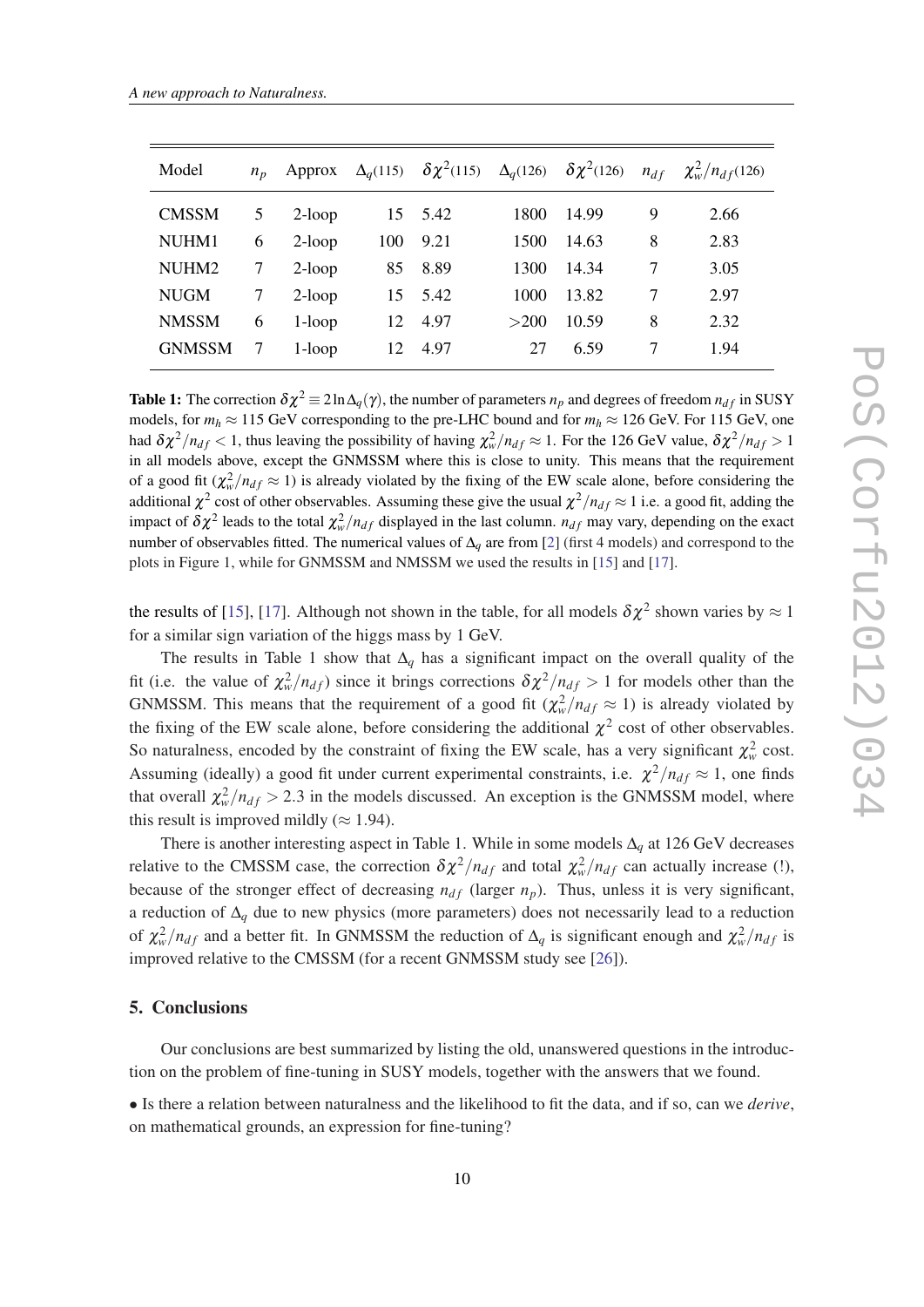| Model | $n_p$ | Approx | $\Delta_q(115)$ | $\delta\chi^2(115)$ | $\Delta_q(126)$ | $\delta\chi^2(126)$ | $n_{df}$ | $\chi^2_w/n_{df}(126)$ |
|---|---|---|---|---|---|---|---|---|
| CMSSM | 5 | 2-loop | 15 | 5.42 | 1800 | 14.99 | 9 | 2.66 |
| NUHM1 | 6 | 2-loop | 100 | 9.21 | 1500 | 14.63 | 8 | 2.83 |
| NUHM2 | 7 | 2-loop | 85 | 8.89 | 1300 | 14.34 | 7 | 3.05 |
| NUGM | 7 | 2-loop | 15 | 5.42 | 1000 | 13.82 | 7 | 2.97 |
| NMSSM | 6 | 1-loop | 12 | 4.97 | >200 | 10.59 | 8 | 2.32 |
| GNMSSM | 7 | 1-loop | 12 | 4.97 | 27 | 6.59 | 7 | 1.94 |

**Table 1:** The correction $\delta\chi^2 \equiv 2\ln\Delta_q(\gamma)$, the number of parameters $n_p$ and degrees of freedom $n_{df}$ in SUSY models, for $m_h \approx 115$ GeV corresponding to the pre-LHC bound and for $m_h \approx 126$ GeV. For 115 GeV, one had $\delta\chi^2/n_{df} < 1$, thus leaving the possibility of having $\chi^2_w/n_{df} \approx 1$. For the 126 GeV value, $\delta\chi^2/n_{df} > 1$ in all models above, except the GNMSSM where this is close to unity. This means that the requirement of a good fit ($\chi^2_w/n_{df} \approx 1$) is already violated by the fixing of the EW scale alone, before considering the additional $\chi^2$ cost of other observables. Assuming these give the usual $\chi^2/n_{df} \approx 1$ i.e. a good fit, adding the impact of $\delta\chi^2$ leads to the total $\chi^2_w/n_{df}$ displayed in the last column. $n_{df}$ may vary, depending on the exact number of observables fitted. The numerical values of $\Delta_q$ are from [2] (first 4 models) and correspond to the plots in Figure 1, while for GNMSSM and NMSSM we used the results in [15] and [17].

the results of [15], [17]. Although not shown in the table, for all models $\delta\chi^2$ shown varies by $\approx 1$ for a similar sign variation of the higgs mass by 1 GeV.

The results in Table 1 show that $\Delta_q$ has a significant impact on the overall quality of the fit (i.e. the value of $\chi^2_w/n_{df}$) since it brings corrections $\delta\chi^2/n_{df} > 1$ for models other than the GNMSSM. This means that the requirement of a good fit ($\chi^2_w/n_{df} \approx 1$) is already violated by the fixing of the EW scale alone, before considering the additional $\chi^2$ cost of other observables. So naturalness, encoded by the constraint of fixing the EW scale, has a very significant $\chi^2_w$ cost. Assuming (ideally) a good fit under current experimental constraints, i.e. $\chi^2/n_{df} \approx 1$, one finds that overall $\chi^2_w/n_{df} > 2.3$ in the models discussed. An exception is the GNMSSM model, where this result is improved mildly ($\approx 1.94$).

There is another interesting aspect in Table 1. While in some models $\Delta_q$ at 126 GeV decreases relative to the CMSSM case, the correction $\delta\chi^2/n_{df}$ and total $\chi^2_w/n_{df}$ can actually increase (!), because of the stronger effect of decreasing $n_{df}$ (larger $n_p$). Thus, unless it is very significant, a reduction of $\Delta_q$ due to new physics (more parameters) does not necessarily lead to a reduction of $\chi^2_w/n_{df}$ and a better fit. In GNMSSM the reduction of $\Delta_q$ is significant enough and $\chi^2_w/n_{df}$ is improved relative to the CMSSM (for a recent GNMSSM study see [26]).

## 5. Conclusions

Our conclusions are best summarized by listing the old, unanswered questions in the introduction on the problem of fine-tuning in SUSY models, together with the answers that we found.

• Is there a relation between naturalness and the likelihood to fit the data, and if so, can we *derive*, on mathematical grounds, an expression for fine-tuning?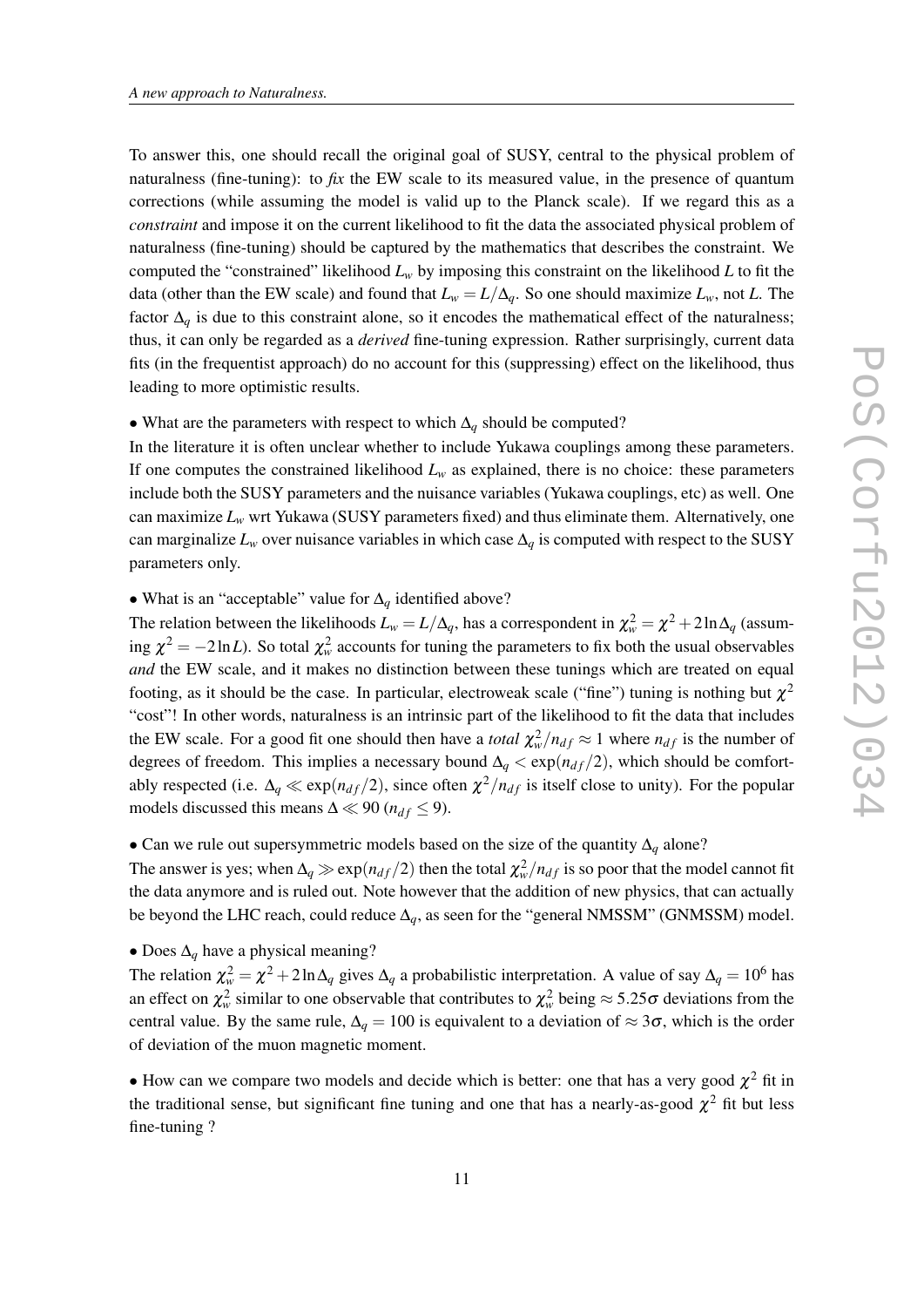To answer this, one should recall the original goal of SUSY, central to the physical problem of naturalness (fine-tuning): to *fix* the EW scale to its measured value, in the presence of quantum corrections (while assuming the model is valid up to the Planck scale). If we regard this as a *constraint* and impose it on the current likelihood to fit the data the associated physical problem of naturalness (fine-tuning) should be captured by the mathematics that describes the constraint. We computed the "constrained" likelihood $L_w$ by imposing this constraint on the likelihood $L$ to fit the data (other than the EW scale) and found that $L_w = L/\Delta_q$. So one should maximize $L_w$, not $L$. The factor $\Delta_q$ is due to this constraint alone, so it encodes the mathematical effect of the naturalness; thus, it can only be regarded as a *derived* fine-tuning expression. Rather surprisingly, current data fits (in the frequentist approach) do no account for this (suppressing) effect on the likelihood, thus leading to more optimistic results.

• What are the parameters with respect to which $\Delta_q$ should be computed?

In the literature it is often unclear whether to include Yukawa couplings among these parameters. If one computes the constrained likelihood $L_w$ as explained, there is no choice: these parameters include both the SUSY parameters and the nuisance variables (Yukawa couplings, etc) as well. One can maximize $L_w$ wrt Yukawa (SUSY parameters fixed) and thus eliminate them. Alternatively, one can marginalize $L_w$ over nuisance variables in which case $\Delta_q$ is computed with respect to the SUSY parameters only.

• What is an "acceptable" value for $\Delta_q$ identified above?

The relation between the likelihoods $L_w = L/\Delta_q$, has a correspondent in $\chi^2_w = \chi^2 + 2\ln\Delta_q$ (assuming $\chi^2 = -2\ln L$). So total $\chi^2_w$ accounts for tuning the parameters to fix both the usual observables *and* the EW scale, and it makes no distinction between these tunings which are treated on equal footing, as it should be the case. In particular, electroweak scale ("fine") tuning is nothing but $\chi^2$ "cost"! In other words, naturalness is an intrinsic part of the likelihood to fit the data that includes the EW scale. For a good fit one should then have a *total* $\chi^2_w/n_{df} \approx 1$ where $n_{df}$ is the number of degrees of freedom. This implies a necessary bound $\Delta_q < \exp(n_{df}/2)$, which should be comfortably respected (i.e. $\Delta_q \ll \exp(n_{df}/2)$, since often $\chi^2/n_{df}$ is itself close to unity). For the popular models discussed this means $\Delta \ll 90$ ($n_{df} \leq 9$).

• Can we rule out supersymmetric models based on the size of the quantity $\Delta_q$ alone?

The answer is yes; when $\Delta_q \gg \exp(n_{df}/2)$ then the total $\chi^2_w/n_{df}$ is so poor that the model cannot fit the data anymore and is ruled out. Note however that the addition of new physics, that can actually be beyond the LHC reach, could reduce $\Delta_q$, as seen for the "general NMSSM" (GNMSSM) model.

• Does $\Delta_q$ have a physical meaning?

The relation $\chi^2_w = \chi^2 + 2\ln\Delta_q$ gives $\Delta_q$ a probabilistic interpretation. A value of say $\Delta_q = 10^6$ has an effect on $\chi^2_w$ similar to one observable that contributes to $\chi^2_w$ being $\approx 5.25\sigma$ deviations from the central value. By the same rule, $\Delta_q = 100$ is equivalent to a deviation of $\approx 3\sigma$, which is the order of deviation of the muon magnetic moment.

• How can we compare two models and decide which is better: one that has a very good $\chi^2$ fit in the traditional sense, but significant fine tuning and one that has a nearly-as-good $\chi^2$ fit but less fine-tuning ?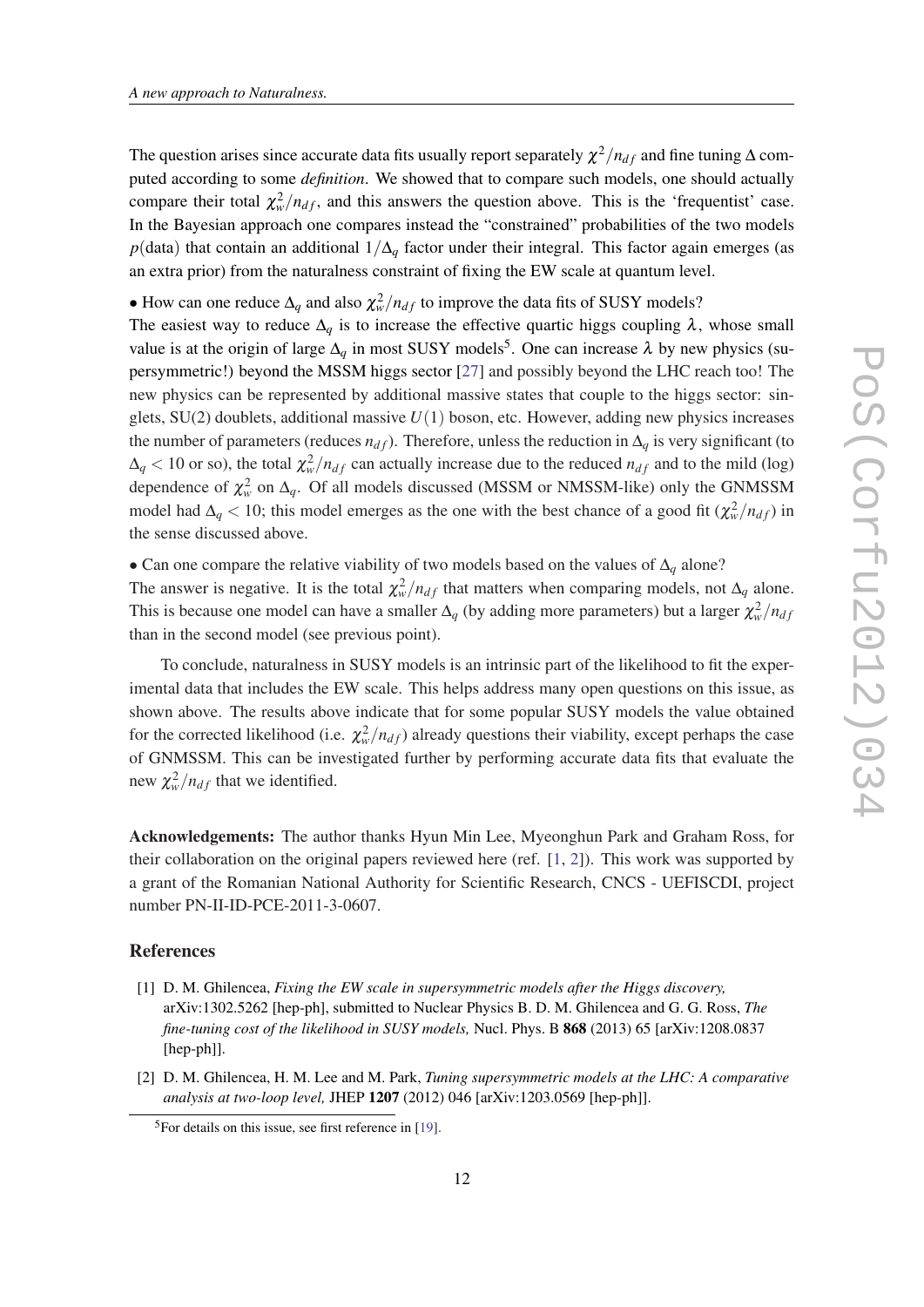The question arises since accurate data fits usually report separately $\chi^2/n_{df}$ and fine tuning $\Delta$ computed according to some *definition*. We showed that to compare such models, one should actually compare their total $\chi^2_w/n_{df}$, and this answers the question above. This is the 'frequentist' case. In the Bayesian approach one compares instead the "constrained" probabilities of the two models $p(\text{data})$ that contain an additional $1/\Delta_q$ factor under their integral. This factor again emerges (as an extra prior) from the naturalness constraint of fixing the EW scale at quantum level.

• How can one reduce $\Delta_q$ and also $\chi^2_w/n_{df}$ to improve the data fits of SUSY models?
The easiest way to reduce $\Delta_q$ is to increase the effective quartic higgs coupling $\lambda$, whose small value is at the origin of large $\Delta_q$ in most SUSY models[5]. One can increase $\lambda$ by new physics (supersymmetric!) beyond the MSSM higgs sector [27] and possibly beyond the LHC reach too! The new physics can be represented by additional massive states that couple to the higgs sector: singlets, SU(2) doublets, additional massive $U(1)$ boson, etc. However, adding new physics increases the number of parameters (reduces $n_{df}$). Therefore, unless the reduction in $\Delta_q$ is very significant (to $\Delta_q < 10$ or so), the total $\chi^2_w/n_{df}$ can actually increase due to the reduced $n_{df}$ and to the mild (log) dependence of $\chi^2_w$ on $\Delta_q$. Of all models discussed (MSSM or NMSSM-like) only the GNMSSM model had $\Delta_q < 10$; this model emerges as the one with the best chance of a good fit ($\chi^2_w/n_{df}$) in the sense discussed above.

• Can one compare the relative viability of two models based on the values of $\Delta_q$ alone?
The answer is negative. It is the total $\chi^2_w/n_{df}$ that matters when comparing models, not $\Delta_q$ alone. This is because one model can have a smaller $\Delta_q$ (by adding more parameters) but a larger $\chi^2_w/n_{df}$ than in the second model (see previous point).

To conclude, naturalness in SUSY models is an intrinsic part of the likelihood to fit the experimental data that includes the EW scale. This helps address many open questions on this issue, as shown above. The results above indicate that for some popular SUSY models the value obtained for the corrected likelihood (i.e. $\chi^2_w/n_{df}$) already questions their viability, except perhaps the case of GNMSSM. This can be investigated further by performing accurate data fits that evaluate the new $\chi^2_w/n_{df}$ that we identified.

**Acknowledgements:** The author thanks Hyun Min Lee, Myeonghun Park and Graham Ross, for their collaboration on the original papers reviewed here (ref. [1, 2]). This work was supported by a grant of the Romanian National Authority for Scientific Research, CNCS - UEFISCDI, project number PN-II-ID-PCE-2011-3-0607.

## References

[1] D. M. Ghilencea, *Fixing the EW scale in supersymmetric models after the Higgs discovery,* arXiv:1302.5262 [hep-ph], submitted to Nuclear Physics B. D. M. Ghilencea and G. G. Ross, *The fine-tuning cost of the likelihood in SUSY models,* Nucl. Phys. B **868** (2013) 65 [arXiv:1208.0837 [hep-ph]].

[2] D. M. Ghilencea, H. M. Lee and M. Park, *Tuning supersymmetric models at the LHC: A comparative analysis at two-loop level,* JHEP **1207** (2012) 046 [arXiv:1203.0569 [hep-ph]].

[5] For details on this issue, see first reference in [19].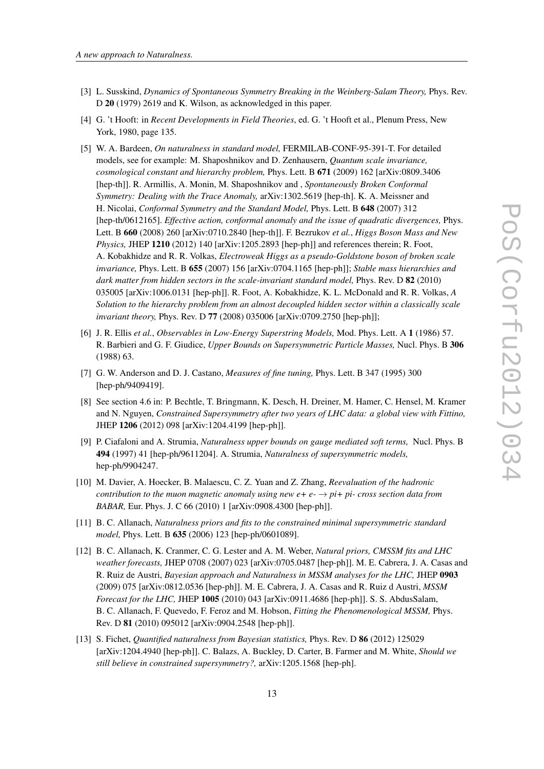- [3] L. Susskind, *Dynamics of Spontaneous Symmetry Breaking in the Weinberg-Salam Theory,* Phys. Rev. D **20** (1979) 2619 and K. Wilson, as acknowledged in this paper.
- [4] G. 't Hooft: in *Recent Developments in Field Theories*, ed. G. 't Hooft et al., Plenum Press, New York, 1980, page 135.
- [5] W. A. Bardeen, *On naturalness in standard model,* FERMILAB-CONF-95-391-T. For detailed models, see for example: M. Shaposhnikov and D. Zenhausern, *Quantum scale invariance, cosmological constant and hierarchy problem,* Phys. Lett. B **671** (2009) 162 [arXiv:0809.3406 [hep-th]]. R. Armillis, A. Monin, M. Shaposhnikov and , *Spontaneously Broken Conformal Symmetry: Dealing with the Trace Anomaly,* arXiv:1302.5619 [hep-th]. K. A. Meissner and H. Nicolai, *Conformal Symmetry and the Standard Model,* Phys. Lett. B **648** (2007) 312 [hep-th/0612165]. *Effective action, conformal anomaly and the issue of quadratic divergences,* Phys. Lett. B **660** (2008) 260 [arXiv:0710.2840 [hep-th]]. F. Bezrukov *et al.*, *Higgs Boson Mass and New Physics,* JHEP **1210** (2012) 140 [arXiv:1205.2893 [hep-ph]] and references therein; R. Foot, A. Kobakhidze and R. R. Volkas, *Electroweak Higgs as a pseudo-Goldstone boson of broken scale invariance,* Phys. Lett. B **655** (2007) 156 [arXiv:0704.1165 [hep-ph]]; *Stable mass hierarchies and dark matter from hidden sectors in the scale-invariant standard model,* Phys. Rev. D **82** (2010) 035005 [arXiv:1006.0131 [hep-ph]]. R. Foot, A. Kobakhidze, K. L. McDonald and R. R. Volkas, *A Solution to the hierarchy problem from an almost decoupled hidden sector within a classically scale invariant theory,* Phys. Rev. D **77** (2008) 035006 [arXiv:0709.2750 [hep-ph]];
- [6] J. R. Ellis *et al.*, *Observables in Low-Energy Superstring Models,* Mod. Phys. Lett. A **1** (1986) 57. R. Barbieri and G. F. Giudice, *Upper Bounds on Supersymmetric Particle Masses,* Nucl. Phys. B **306** (1988) 63.
- [7] G. W. Anderson and D. J. Castano, *Measures of fine tuning,* Phys. Lett. B 347 (1995) 300 [hep-ph/9409419].
- [8] See section 4.6 in: P. Bechtle, T. Bringmann, K. Desch, H. Dreiner, M. Hamer, C. Hensel, M. Kramer and N. Nguyen, *Constrained Supersymmetry after two years of LHC data: a global view with Fittino,* JHEP **1206** (2012) 098 [arXiv:1204.4199 [hep-ph]].
- [9] P. Ciafaloni and A. Strumia, *Naturalness upper bounds on gauge mediated soft terms,* Nucl. Phys. B **494** (1997) 41 [hep-ph/9611204]. A. Strumia, *Naturalness of supersymmetric models,* hep-ph/9904247.
- [10] M. Davier, A. Hoecker, B. Malaescu, C. Z. Yuan and Z. Zhang, *Reevaluation of the hadronic contribution to the muon magnetic anomaly using new e+ e- $\to$ pi+ pi- cross section data from BABAR,* Eur. Phys. J. C 66 (2010) 1 [arXiv:0908.4300 [hep-ph]].
- [11] B. C. Allanach, *Naturalness priors and fits to the constrained minimal supersymmetric standard model,* Phys. Lett. B **635** (2006) 123 [hep-ph/0601089].
- [12] B. C. Allanach, K. Cranmer, C. G. Lester and A. M. Weber, *Natural priors, CMSSM fits and LHC weather forecasts,* JHEP 0708 (2007) 023 [arXiv:0705.0487 [hep-ph]]. M. E. Cabrera, J. A. Casas and R. Ruiz de Austri, *Bayesian approach and Naturalness in MSSM analyses for the LHC,* JHEP **0903** (2009) 075 [arXiv:0812.0536 [hep-ph]]. M. E. Cabrera, J. A. Casas and R. Ruiz d Austri, *MSSM Forecast for the LHC,* JHEP **1005** (2010) 043 [arXiv:0911.4686 [hep-ph]]. S. S. AbdusSalam, B. C. Allanach, F. Quevedo, F. Feroz and M. Hobson, *Fitting the Phenomenological MSSM,* Phys. Rev. D **81** (2010) 095012 [arXiv:0904.2548 [hep-ph]].
- [13] S. Fichet, *Quantified naturalness from Bayesian statistics,* Phys. Rev. D **86** (2012) 125029 [arXiv:1204.4940 [hep-ph]]. C. Balazs, A. Buckley, D. Carter, B. Farmer and M. White, *Should we still believe in constrained supersymmetry?,* arXiv:1205.1568 [hep-ph].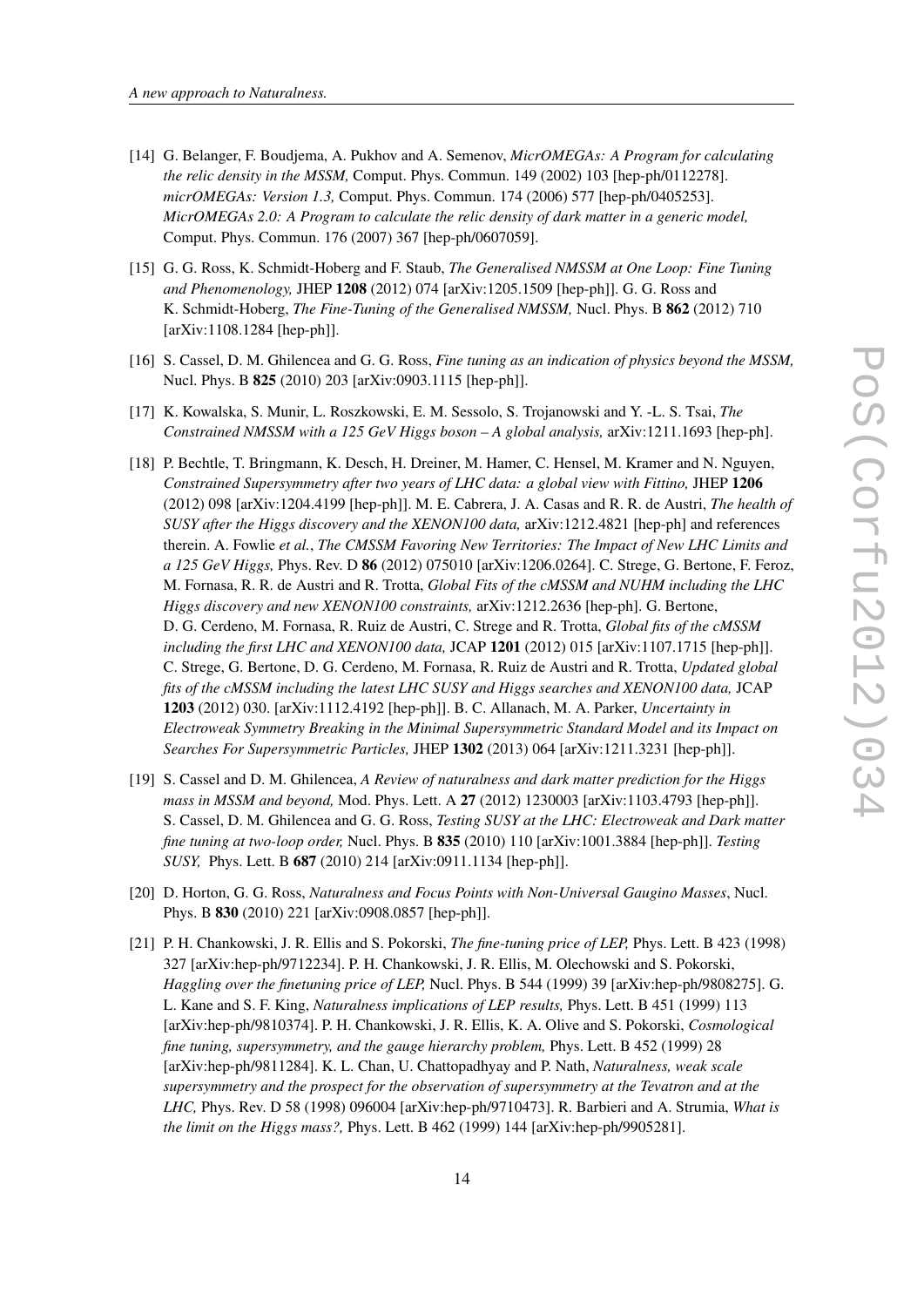[14] G. Belanger, F. Boudjema, A. Pukhov and A. Semenov, *MicrOMEGAs: A Program for calculating the relic density in the MSSM,* Comput. Phys. Commun. 149 (2002) 103 [hep-ph/0112278]. *micrOMEGAs: Version 1.3,* Comput. Phys. Commun. 174 (2006) 577 [hep-ph/0405253]. *MicrOMEGAs 2.0: A Program to calculate the relic density of dark matter in a generic model,* Comput. Phys. Commun. 176 (2007) 367 [hep-ph/0607059].

[15] G. G. Ross, K. Schmidt-Hoberg and F. Staub, *The Generalised NMSSM at One Loop: Fine Tuning and Phenomenology,* JHEP **1208** (2012) 074 [arXiv:1205.1509 [hep-ph]]. G. G. Ross and K. Schmidt-Hoberg, *The Fine-Tuning of the Generalised NMSSM,* Nucl. Phys. B **862** (2012) 710 [arXiv:1108.1284 [hep-ph]].

[16] S. Cassel, D. M. Ghilencea and G. G. Ross, *Fine tuning as an indication of physics beyond the MSSM,* Nucl. Phys. B **825** (2010) 203 [arXiv:0903.1115 [hep-ph]].

[17] K. Kowalska, S. Munir, L. Roszkowski, E. M. Sessolo, S. Trojanowski and Y. -L. S. Tsai, *The Constrained NMSSM with a 125 GeV Higgs boson – A global analysis,* arXiv:1211.1693 [hep-ph].

[18] P. Bechtle, T. Bringmann, K. Desch, H. Dreiner, M. Hamer, C. Hensel, M. Kramer and N. Nguyen, *Constrained Supersymmetry after two years of LHC data: a global view with Fittino,* JHEP **1206** (2012) 098 [arXiv:1204.4199 [hep-ph]]. M. E. Cabrera, J. A. Casas and R. R. de Austri, *The health of SUSY after the Higgs discovery and the XENON100 data,* arXiv:1212.4821 [hep-ph] and references therein. A. Fowlie *et al.*, *The CMSSM Favoring New Territories: The Impact of New LHC Limits and a 125 GeV Higgs,* Phys. Rev. D **86** (2012) 075010 [arXiv:1206.0264]. C. Strege, G. Bertone, F. Feroz, M. Fornasa, R. R. de Austri and R. Trotta, *Global Fits of the cMSSM and NUHM including the LHC Higgs discovery and new XENON100 constraints,* arXiv:1212.2636 [hep-ph]. G. Bertone, D. G. Cerdeno, M. Fornasa, R. Ruiz de Austri, C. Strege and R. Trotta, *Global fits of the cMSSM including the first LHC and XENON100 data,* JCAP **1201** (2012) 015 [arXiv:1107.1715 [hep-ph]]. C. Strege, G. Bertone, D. G. Cerdeno, M. Fornasa, R. Ruiz de Austri and R. Trotta, *Updated global fits of the cMSSM including the latest LHC SUSY and Higgs searches and XENON100 data,* JCAP **1203** (2012) 030. [arXiv:1112.4192 [hep-ph]]. B. C. Allanach, M. A. Parker, *Uncertainty in Electroweak Symmetry Breaking in the Minimal Supersymmetric Standard Model and its Impact on Searches For Supersymmetric Particles,* JHEP **1302** (2013) 064 [arXiv:1211.3231 [hep-ph]].

[19] S. Cassel and D. M. Ghilencea, *A Review of naturalness and dark matter prediction for the Higgs mass in MSSM and beyond,* Mod. Phys. Lett. A **27** (2012) 1230003 [arXiv:1103.4793 [hep-ph]]. S. Cassel, D. M. Ghilencea and G. G. Ross, *Testing SUSY at the LHC: Electroweak and Dark matter fine tuning at two-loop order,* Nucl. Phys. B **835** (2010) 110 [arXiv:1001.3884 [hep-ph]]. *Testing SUSY,* Phys. Lett. B **687** (2010) 214 [arXiv:0911.1134 [hep-ph]].

[20] D. Horton, G. G. Ross, *Naturalness and Focus Points with Non-Universal Gaugino Masses*, Nucl. Phys. B **830** (2010) 221 [arXiv:0908.0857 [hep-ph]].

[21] P. H. Chankowski, J. R. Ellis and S. Pokorski, *The fine-tuning price of LEP,* Phys. Lett. B 423 (1998) 327 [arXiv:hep-ph/9712234]. P. H. Chankowski, J. R. Ellis, M. Olechowski and S. Pokorski, *Haggling over the finetuning price of LEP,* Nucl. Phys. B 544 (1999) 39 [arXiv:hep-ph/9808275]. G. L. Kane and S. F. King, *Naturalness implications of LEP results,* Phys. Lett. B 451 (1999) 113 [arXiv:hep-ph/9810374]. P. H. Chankowski, J. R. Ellis, K. A. Olive and S. Pokorski, *Cosmological fine tuning, supersymmetry, and the gauge hierarchy problem,* Phys. Lett. B 452 (1999) 28 [arXiv:hep-ph/9811284]. K. L. Chan, U. Chattopadhyay and P. Nath, *Naturalness, weak scale supersymmetry and the prospect for the observation of supersymmetry at the Tevatron and at the LHC,* Phys. Rev. D 58 (1998) 096004 [arXiv:hep-ph/9710473]. R. Barbieri and A. Strumia, *What is the limit on the Higgs mass?,* Phys. Lett. B 462 (1999) 144 [arXiv:hep-ph/9905281].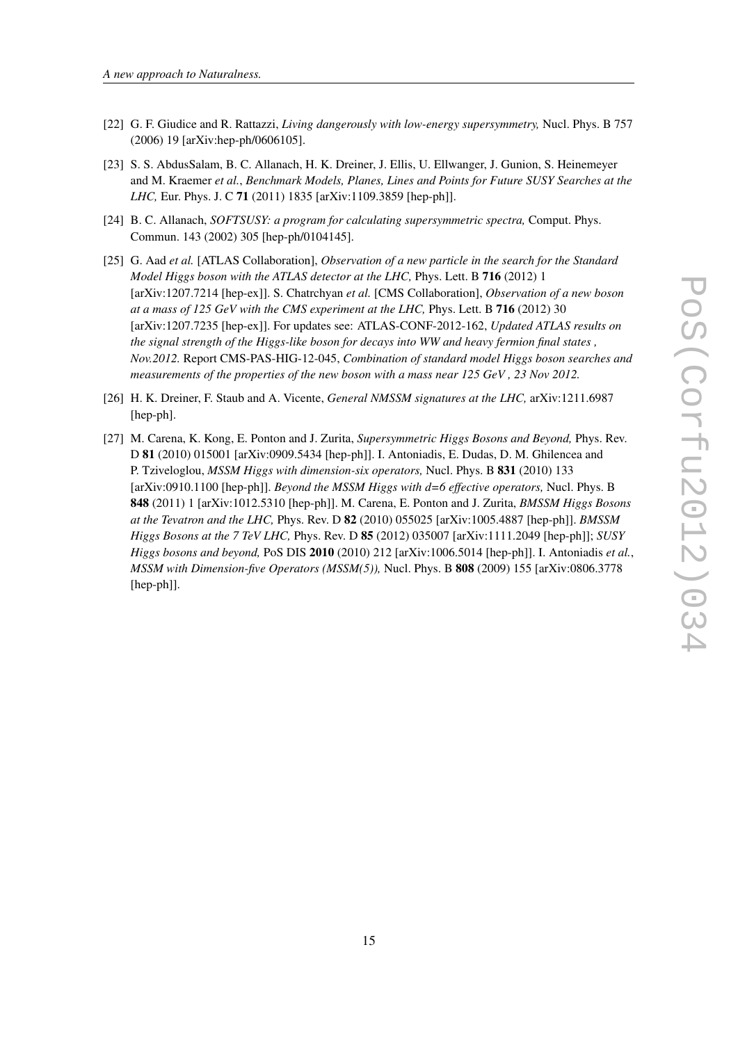[22] G. F. Giudice and R. Rattazzi, *Living dangerously with low-energy supersymmetry,* Nucl. Phys. B 757 (2006) 19 [arXiv:hep-ph/0606105].

[23] S. S. AbdusSalam, B. C. Allanach, H. K. Dreiner, J. Ellis, U. Ellwanger, J. Gunion, S. Heinemeyer and M. Kraemer *et al.*, *Benchmark Models, Planes, Lines and Points for Future SUSY Searches at the LHC,* Eur. Phys. J. C **71** (2011) 1835 [arXiv:1109.3859 [hep-ph]].

[24] B. C. Allanach, *SOFTSUSY: a program for calculating supersymmetric spectra,* Comput. Phys. Commun. 143 (2002) 305 [hep-ph/0104145].

[25] G. Aad *et al.* [ATLAS Collaboration], *Observation of a new particle in the search for the Standard Model Higgs boson with the ATLAS detector at the LHC,* Phys. Lett. B **716** (2012) 1 [arXiv:1207.7214 [hep-ex]]. S. Chatrchyan *et al.* [CMS Collaboration], *Observation of a new boson at a mass of 125 GeV with the CMS experiment at the LHC,* Phys. Lett. B **716** (2012) 30 [arXiv:1207.7235 [hep-ex]]. For updates see: ATLAS-CONF-2012-162, *Updated ATLAS results on the signal strength of the Higgs-like boson for decays into WW and heavy fermion final states , Nov.2012.* Report CMS-PAS-HIG-12-045, *Combination of standard model Higgs boson searches and measurements of the properties of the new boson with a mass near 125 GeV , 23 Nov 2012.*

[26] H. K. Dreiner, F. Staub and A. Vicente, *General NMSSM signatures at the LHC,* arXiv:1211.6987 [hep-ph].

[27] M. Carena, K. Kong, E. Ponton and J. Zurita, *Supersymmetric Higgs Bosons and Beyond,* Phys. Rev. D **81** (2010) 015001 [arXiv:0909.5434 [hep-ph]]. I. Antoniadis, E. Dudas, D. M. Ghilencea and P. Tziveloglou, *MSSM Higgs with dimension-six operators,* Nucl. Phys. B **831** (2010) 133 [arXiv:0910.1100 [hep-ph]]. *Beyond the MSSM Higgs with d=6 effective operators,* Nucl. Phys. B **848** (2011) 1 [arXiv:1012.5310 [hep-ph]]. M. Carena, E. Ponton and J. Zurita, *BMSSM Higgs Bosons at the Tevatron and the LHC,* Phys. Rev. D **82** (2010) 055025 [arXiv:1005.4887 [hep-ph]]. *BMSSM Higgs Bosons at the 7 TeV LHC,* Phys. Rev. D **85** (2012) 035007 [arXiv:1111.2049 [hep-ph]]; *SUSY Higgs bosons and beyond,* PoS DIS **2010** (2010) 212 [arXiv:1006.5014 [hep-ph]]. I. Antoniadis *et al.*, *MSSM with Dimension-five Operators (MSSM(5)),* Nucl. Phys. B **808** (2009) 155 [arXiv:0806.3778 [hep-ph]].